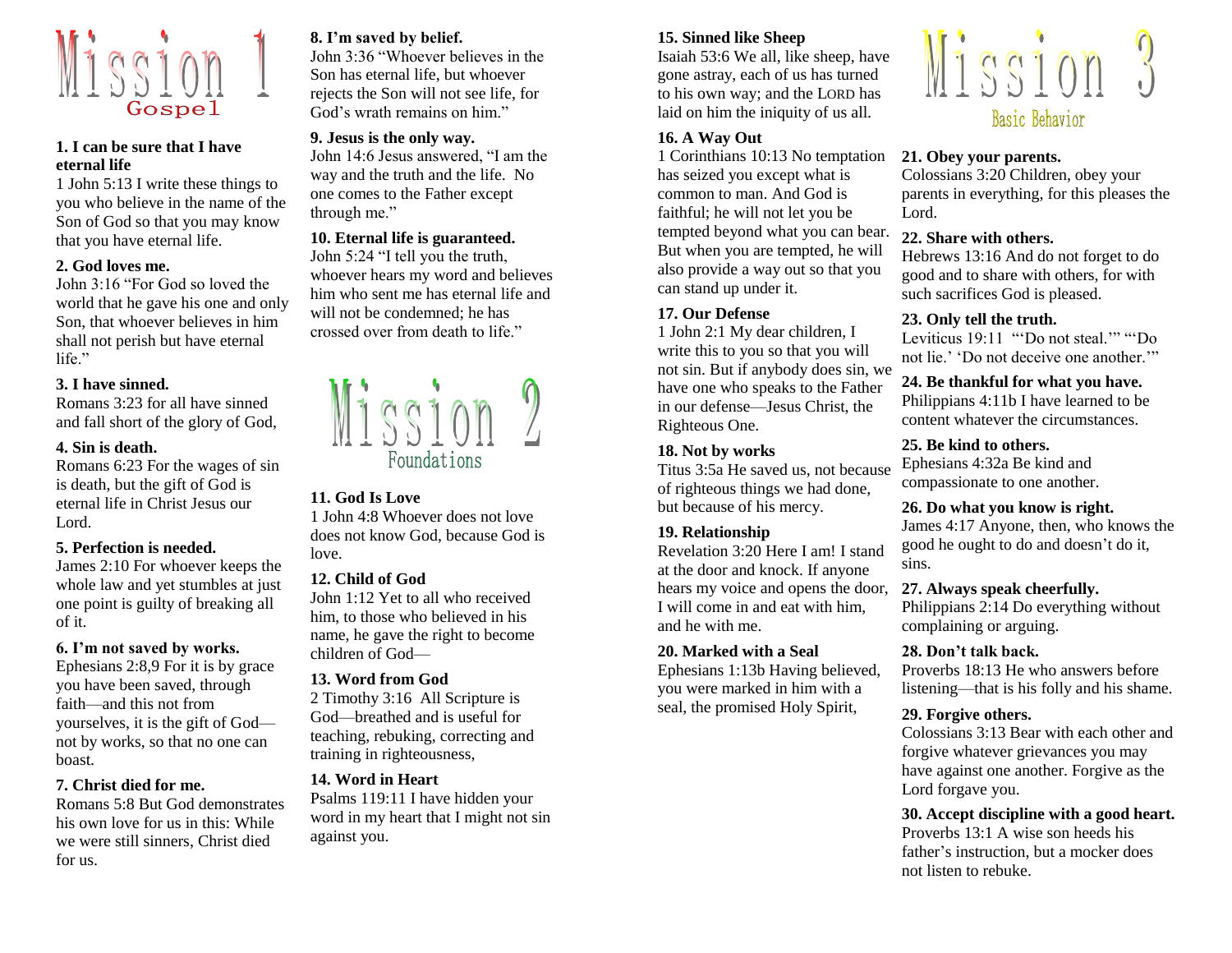# Mission 1

## Gospel

**1. I can be sure that I have eternal life**
1 John 5:13 I write these things to you who believe in the name of the Son of God so that you may know that you have eternal life.

**2. God loves me.**
John 3:16 "For God so loved the world that he gave his one and only Son, that whoever believes in him shall not perish but have eternal life."

**3. I have sinned.**
Romans 3:23 for all have sinned and fall short of the glory of God,

**4. Sin is death.**
Romans 6:23 For the wages of sin is death, but the gift of God is eternal life in Christ Jesus our Lord.

**5. Perfection is needed.**
James 2:10 For whoever keeps the whole law and yet stumbles at just one point is guilty of breaking all of it.

**6. I'm not saved by works.**
Ephesians 2:8,9 For it is by grace you have been saved, through faith—and this not from yourselves, it is the gift of God—not by works, so that no one can boast.

**7. Christ died for me.**
Romans 5:8 But God demonstrates his own love for us in this: While we were still sinners, Christ died for us.

**8. I'm saved by belief.**
John 3:36 "Whoever believes in the Son has eternal life, but whoever rejects the Son will not see life, for God's wrath remains on him."

**9. Jesus is the only way.**
John 14:6 Jesus answered, "I am the way and the truth and the life. No one comes to the Father except through me."

**10. Eternal life is guaranteed.**
John 5:24 "I tell you the truth, whoever hears my word and believes him who sent me has eternal life and will not be condemned; he has crossed over from death to life."

# Mission 2

## Foundations

**11. God Is Love**
1 John 4:8 Whoever does not love does not know God, because God is love.

**12. Child of God**
John 1:12 Yet to all who received him, to those who believed in his name, he gave the right to become children of God—

**13. Word from God**
2 Timothy 3:16 All Scripture is God—breathed and is useful for teaching, rebuking, correcting and training in righteousness,

**14. Word in Heart**
Psalms 119:11 I have hidden your word in my heart that I might not sin against you.

**15. Sinned like Sheep**
Isaiah 53:6 We all, like sheep, have gone astray, each of us has turned to his own way; and the LORD has laid on him the iniquity of us all.

**16. A Way Out**
1 Corinthians 10:13 No temptation has seized you except what is common to man. And God is faithful; he will not let you be tempted beyond what you can bear. But when you are tempted, he will also provide a way out so that you can stand up under it.

**17. Our Defense**
1 John 2:1 My dear children, I write this to you so that you will not sin. But if anybody does sin, we have one who speaks to the Father in our defense—Jesus Christ, the Righteous One.

**18. Not by works**
Titus 3:5a He saved us, not because of righteous things we had done, but because of his mercy.

**19. Relationship**
Revelation 3:20 Here I am! I stand at the door and knock. If anyone hears my voice and opens the door, I will come in and eat with him, and he with me.

**20. Marked with a Seal**
Ephesians 1:13b Having believed, you were marked in him with a seal, the promised Holy Spirit,

# Mission 3

## Basic Behavior

**21. Obey your parents.**
Colossians 3:20 Children, obey your parents in everything, for this pleases the Lord.

**22. Share with others.**
Hebrews 13:16 And do not forget to do good and to share with others, for with such sacrifices God is pleased.

**23. Only tell the truth.**
Leviticus 19:11 "'Do not steal.'" "'Do not lie.' 'Do not deceive one another.'"

**24. Be thankful for what you have.**
Philippians 4:11b I have learned to be content whatever the circumstances.

**25. Be kind to others.**
Ephesians 4:32a Be kind and compassionate to one another.

**26. Do what you know is right.**
James 4:17 Anyone, then, who knows the good he ought to do and doesn't do it, sins.

**27. Always speak cheerfully.**
Philippians 2:14 Do everything without complaining or arguing.

**28. Don't talk back.**
Proverbs 18:13 He who answers before listening—that is his folly and his shame.

**29. Forgive others.**
Colossians 3:13 Bear with each other and forgive whatever grievances you may have against one another. Forgive as the Lord forgave you.

**30. Accept discipline with a good heart.**
Proverbs 13:1 A wise son heeds his father's instruction, but a mocker does not listen to rebuke.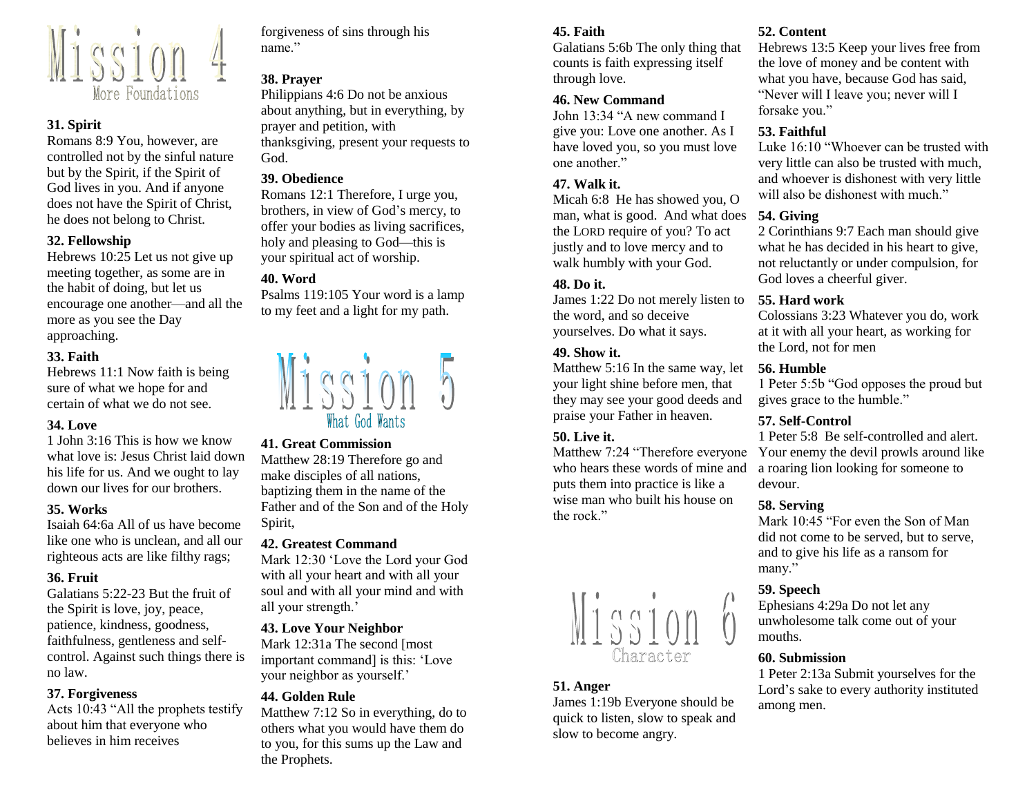# Mission 4

## More Foundations

**31. Spirit**
Romans 8:9 You, however, are controlled not by the sinful nature but by the Spirit, if the Spirit of God lives in you. And if anyone does not have the Spirit of Christ, he does not belong to Christ.

**32. Fellowship**
Hebrews 10:25 Let us not give up meeting together, as some are in the habit of doing, but let us encourage one another—and all the more as you see the Day approaching.

**33. Faith**
Hebrews 11:1 Now faith is being sure of what we hope for and certain of what we do not see.

**34. Love**
1 John 3:16 This is how we know what love is: Jesus Christ laid down his life for us. And we ought to lay down our lives for our brothers.

**35. Works**
Isaiah 64:6a All of us have become like one who is unclean, and all our righteous acts are like filthy rags;

**36. Fruit**
Galatians 5:22-23 But the fruit of the Spirit is love, joy, peace, patience, kindness, goodness, faithfulness, gentleness and self-control. Against such things there is no law.

**37. Forgiveness**
Acts 10:43 "All the prophets testify about him that everyone who believes in him receives forgiveness of sins through his name."

**38. Prayer**
Philippians 4:6 Do not be anxious about anything, but in everything, by prayer and petition, with thanksgiving, present your requests to God.

**39. Obedience**
Romans 12:1 Therefore, I urge you, brothers, in view of God's mercy, to offer your bodies as living sacrifices, holy and pleasing to God—this is your spiritual act of worship.

**40. Word**
Psalms 119:105 Your word is a lamp to my feet and a light for my path.

# Mission 5

## What God Wants

**41. Great Commission**
Matthew 28:19 Therefore go and make disciples of all nations, baptizing them in the name of the Father and of the Son and of the Holy Spirit,

**42. Greatest Command**
Mark 12:30 'Love the Lord your God with all your heart and with all your soul and with all your mind and with all your strength.'

**43. Love Your Neighbor**
Mark 12:31a The second [most important command] is this: 'Love your neighbor as yourself.'

**44. Golden Rule**
Matthew 7:12 So in everything, do to others what you would have them do to you, for this sums up the Law and the Prophets.

**45. Faith**
Galatians 5:6b The only thing that counts is faith expressing itself through love.

**46. New Command**
John 13:34 "A new command I give you: Love one another. As I have loved you, so you must love one another."

**47. Walk it.**
Micah 6:8 He has showed you, O man, what is good. And what does the LORD require of you? To act justly and to love mercy and to walk humbly with your God.

**48. Do it.**
James 1:22 Do not merely listen to the word, and so deceive yourselves. Do what it says.

**49. Show it.**
Matthew 5:16 In the same way, let your light shine before men, that they may see your good deeds and praise your Father in heaven.

**50. Live it.**
Matthew 7:24 "Therefore everyone who hears these words of mine and puts them into practice is like a wise man who built his house on the rock."

# Mission 6

## Character

**51. Anger**
James 1:19b Everyone should be quick to listen, slow to speak and slow to become angry.

**52. Content**
Hebrews 13:5 Keep your lives free from the love of money and be content with what you have, because God has said, "Never will I leave you; never will I forsake you."

**53. Faithful**
Luke 16:10 "Whoever can be trusted with very little can also be trusted with much, and whoever is dishonest with very little will also be dishonest with much."

**54. Giving**
2 Corinthians 9:7 Each man should give what he has decided in his heart to give, not reluctantly or under compulsion, for God loves a cheerful giver.

**55. Hard work**
Colossians 3:23 Whatever you do, work at it with all your heart, as working for the Lord, not for men

**56. Humble**
1 Peter 5:5b "God opposes the proud but gives grace to the humble."

**57. Self-Control**
1 Peter 5:8 Be self-controlled and alert. Your enemy the devil prowls around like a roaring lion looking for someone to devour.

**58. Serving**
Mark 10:45 "For even the Son of Man did not come to be served, but to serve, and to give his life as a ransom for many."

**59. Speech**
Ephesians 4:29a Do not let any unwholesome talk come out of your mouths.

**60. Submission**
1 Peter 2:13a Submit yourselves for the Lord's sake to every authority instituted among men.